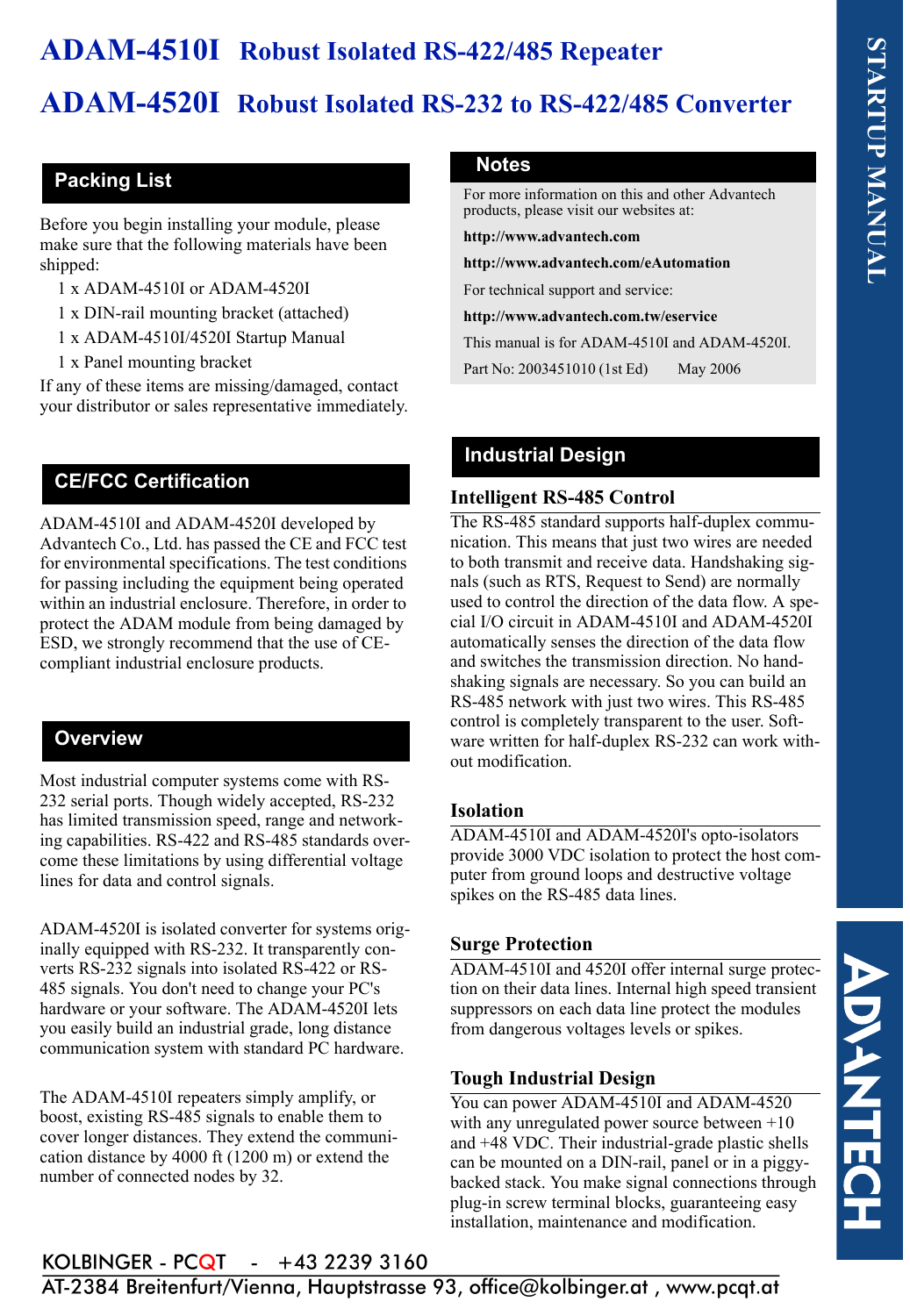# ADAM-4510I Robust Isolated RS-422/485 Repeater

# ADAM-4520I Robust Isolated RS-232 to RS-422/485 Converter

## Packing List

Before you begin installing your module, please make sure that the following materials have been shipped:

1 x ADAM-4510I or ADAM-4520I

1 x DIN-rail mounting bracket (attached)

1 x ADAM-4510I/4520I Startup Manual

1 x Panel mounting bracket

If any of these items are missing/damaged, contact your distributor or sales representative immediately.

## CE/FCC Certification

ADAM-4510I and ADAM-4520I developed by Advantech Co., Ltd. has passed the CE and FCC test for environmental specifications. The test conditions for passing including the equipment being operated within an industrial enclosure. Therefore, in order to protect the ADAM module from being damaged by ESD, we strongly recommend that the use of CE-compliant industrial enclosure products.

## Overview

Most industrial computer systems come with RS-232 serial ports. Though widely accepted, RS-232 has limited transmission speed, range and networking capabilities. RS-422 and RS-485 standards overcome these limitations by using differential voltage lines for data and control signals.

ADAM-4520I is isolated converter for systems originally equipped with RS-232. It transparently converts RS-232 signals into isolated RS-422 or RS-485 signals. You don't need to change your PC's hardware or your software. The ADAM-4520I lets you easily build an industrial grade, long distance communication system with standard PC hardware.

The ADAM-4510I repeaters simply amplify, or boost, existing RS-485 signals to enable them to cover longer distances. They extend the communication distance by 4000 ft (1200 m) or extend the number of connected nodes by 32.

## Notes

For more information on this and other Advantech products, please visit our websites at:

**http://www.advantech.com**

**http://www.advantech.com/eAutomation**

For technical support and service:

**http://www.advantech.com.tw/eservice**

This manual is for ADAM-4510I and ADAM-4520I.

Part No: 2003451010 (1st Ed) May 2006

## Industrial Design

### Intelligent RS-485 Control

The RS-485 standard supports half-duplex communication. This means that just two wires are needed to both transmit and receive data. Handshaking signals (such as RTS, Request to Send) are normally used to control the direction of the data flow. A special I/O circuit in ADAM-4510I and ADAM-4520I automatically senses the direction of the data flow and switches the transmission direction. No handshaking signals are necessary. So you can build an RS-485 network with just two wires. This RS-485 control is completely transparent to the user. Software written for half-duplex RS-232 can work without modification.

### Isolation

ADAM-4510I and ADAM-4520I's opto-isolators provide 3000 VDC isolation to protect the host computer from ground loops and destructive voltage spikes on the RS-485 data lines.

### Surge Protection

ADAM-4510I and 4520I offer internal surge protection on their data lines. Internal high speed transient suppressors on each data line protect the modules from dangerous voltages levels or spikes.

### Tough Industrial Design

You can power ADAM-4510I and ADAM-4520 with any unregulated power source between +10 and +48 VDC. Their industrial-grade plastic shells can be mounted on a DIN-rail, panel or in a piggy-backed stack. You make signal connections through plug-in screw terminal blocks, guaranteeing easy installation, maintenance and modification.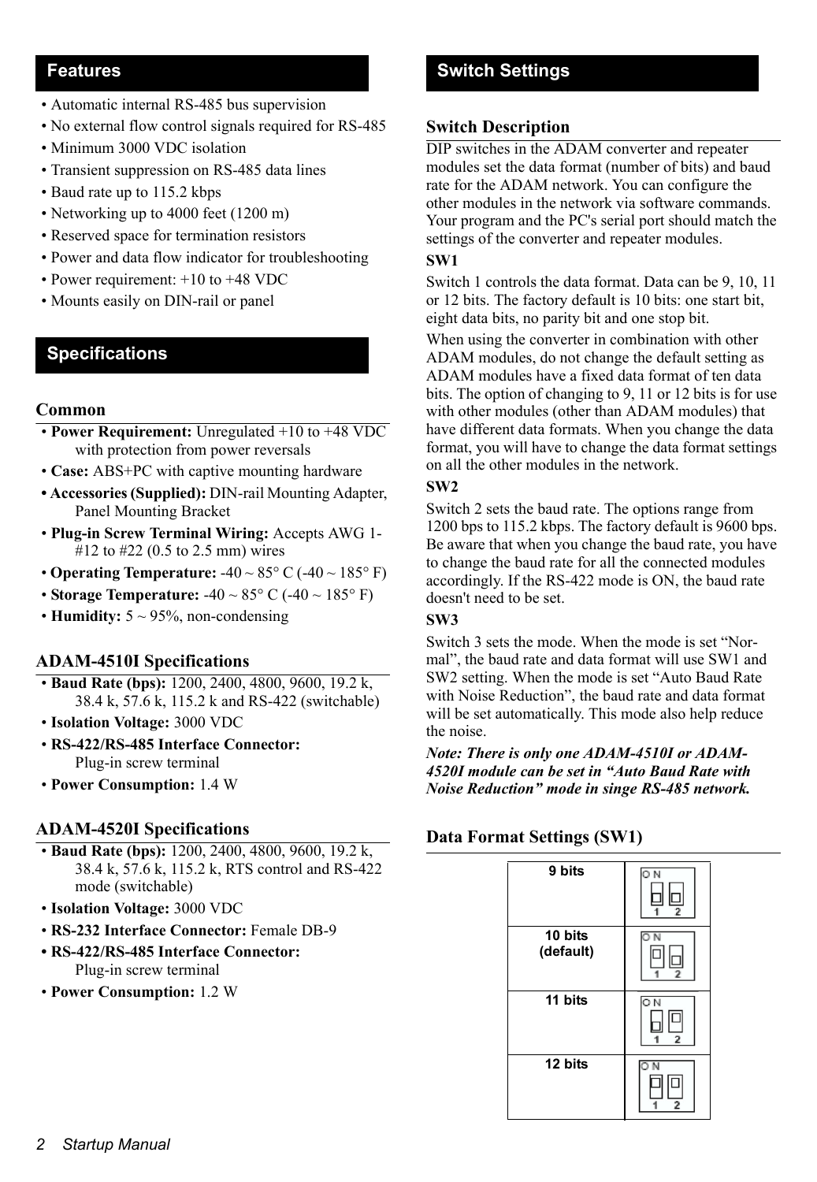## Features

- Automatic internal RS-485 bus supervision
- No external flow control signals required for RS-485
- Minimum 3000 VDC isolation
- Transient suppression on RS-485 data lines
- Baud rate up to 115.2 kbps
- Networking up to 4000 feet (1200 m)
- Reserved space for termination resistors
- Power and data flow indicator for troubleshooting
- Power requirement: +10 to +48 VDC
- Mounts easily on DIN-rail or panel

## Specifications

### Common

- **Power Requirement:** Unregulated +10 to +48 VDC with protection from power reversals
- **Case:** ABS+PC with captive mounting hardware
- **Accessories (Supplied):** DIN-rail Mounting Adapter, Panel Mounting Bracket
- **Plug-in Screw Terminal Wiring:** Accepts AWG 1-#12 to #22 (0.5 to 2.5 mm) wires
- **Operating Temperature:** -40 ~ 85° C (-40 ~ 185° F)
- **Storage Temperature:** -40 ~ 85° C (-40 ~ 185° F)
- **Humidity:** 5 ~ 95%, non-condensing

### ADAM-4510I Specifications

- **Baud Rate (bps):** 1200, 2400, 4800, 9600, 19.2 k, 38.4 k, 57.6 k, 115.2 k and RS-422 (switchable)
- **Isolation Voltage:** 3000 VDC
- **RS-422/RS-485 Interface Connector:** Plug-in screw terminal
- **Power Consumption:** 1.4 W

### ADAM-4520I Specifications

- **Baud Rate (bps):** 1200, 2400, 4800, 9600, 19.2 k, 38.4 k, 57.6 k, 115.2 k, RTS control and RS-422 mode (switchable)
- **Isolation Voltage:** 3000 VDC
- **RS-232 Interface Connector:** Female DB-9
- **RS-422/RS-485 Interface Connector:** Plug-in screw terminal
- **Power Consumption:** 1.2 W

## Switch Settings

### Switch Description

DIP switches in the ADAM converter and repeater modules set the data format (number of bits) and baud rate for the ADAM network. You can configure the other modules in the network via software commands. Your program and the PC's serial port should match the settings of the converter and repeater modules.

**SW1**

Switch 1 controls the data format. Data can be 9, 10, 11 or 12 bits. The factory default is 10 bits: one start bit, eight data bits, no parity bit and one stop bit.

When using the converter in combination with other ADAM modules, do not change the default setting as ADAM modules have a fixed data format of ten data bits. The option of changing to 9, 11 or 12 bits is for use with other modules (other than ADAM modules) that have different data formats. When you change the data format, you will have to change the data format settings on all the other modules in the network.

**SW2**

Switch 2 sets the baud rate. The options range from 1200 bps to 115.2 kbps. The factory default is 9600 bps. Be aware that when you change the baud rate, you have to change the baud rate for all the connected modules accordingly. If the RS-422 mode is ON, the baud rate doesn't need to be set.

**SW3**

Switch 3 sets the mode. When the mode is set "Normal", the baud rate and data format will use SW1 and SW2 setting. When the mode is set "Auto Baud Rate with Noise Reduction", the baud rate and data format will be set automatically. This mode also help reduce the noise.

***Note: There is only one ADAM-4510I or ADAM-4520I module can be set in "Auto Baud Rate with Noise Reduction" mode in singe RS-485 network.***

### Data Format Settings (SW1)

| Data Format | Switch |
|---|---|
| 9 bits | ON 1 2 |
| 10 bits (default) | ON 1 2 |
| 11 bits | ON 1 2 |
| 12 bits | ON 1 2 |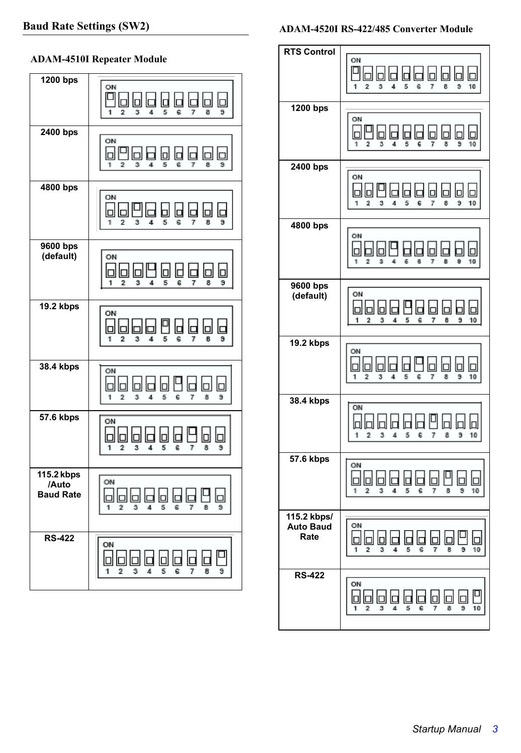## Baud Rate Settings (SW2)

### ADAM-4510I Repeater Module

| Setting | SW2 switch set to ON (switches 1–9) |
|---|---|
| 1200 bps | 1 |
| 2400 bps | 2 |
| 4800 bps | 3 |
| 9600 bps (default) | 4 |
| 19.2 kbps | 5 |
| 38.4 kbps | 6 |
| 57.6 kbps | 7 |
| 115.2 kbps /Auto Baud Rate | 8 |
| RS-422 | 9 |

### ADAM-4520I RS-422/485 Converter Module

| Setting | SW2 switch set to ON (switches 1–10) |
|---|---|
| RTS Control | 1 |
| 1200 bps | 2 |
| 2400 bps | 3 |
| 4800 bps | 4 |
| 9600 bps (default) | 5 |
| 19.2 kbps | 6 |
| 38.4 kbps | 7 |
| 57.6 kbps | 8 |
| 115.2 kbps/ Auto Baud Rate | 9 |
| RS-422 | 10 |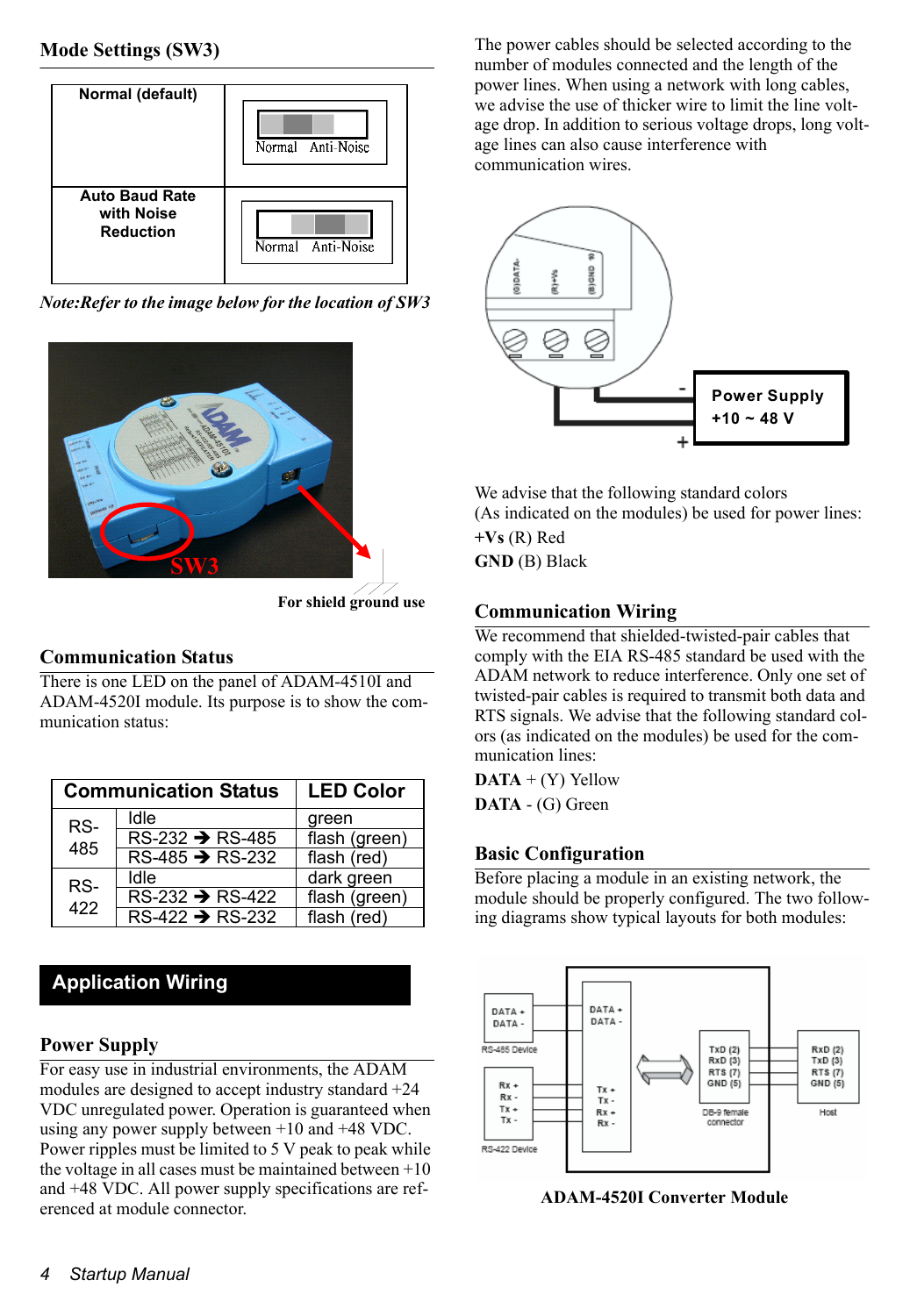## Mode Settings (SW3)

| Normal (default) | Normal Anti-Noise |
|---|---|
| Auto Baud Rate with Noise Reduction | Normal Anti-Noise |

*Note:Refer to the image below for the location of SW3*

For shield ground use

## Communication Status

There is one LED on the panel of ADAM-4510I and ADAM-4520I module. Its purpose is to show the communication status:

| Communication Status | | LED Color |
|---|---|---|
| RS-485 | Idle | green |
| | RS-232 ➔ RS-485 | flash (green) |
| | RS-485 ➔ RS-232 | flash (red) |
| RS-422 | Idle | dark green |
| | RS-232 ➔ RS-422 | flash (green) |
| | RS-422 ➔ RS-232 | flash (red) |

## Application Wiring

### Power Supply

For easy use in industrial environments, the ADAM modules are designed to accept industry standard +24 VDC unregulated power. Operation is guaranteed when using any power supply between +10 and +48 VDC. Power ripples must be limited to 5 V peak to peak while the voltage in all cases must be maintained between +10 and +48 VDC. All power supply specifications are referenced at module connector.

The power cables should be selected according to the number of modules connected and the length of the power lines. When using a network with long cables, we advise the use of thicker wire to limit the line voltage drop. In addition to serious voltage drops, long voltage lines can also cause interference with communication wires.

Power Supply +10 ~ 48 V

We advise that the following standard colors (As indicated on the modules) be used for power lines:

**+Vs** (R) Red

**GND** (B) Black

### Communication Wiring

We recommend that shielded-twisted-pair cables that comply with the EIA RS-485 standard be used with the ADAM network to reduce interference. Only one set of twisted-pair cables is required to transmit both data and RTS signals. We advise that the following standard colors (as indicated on the modules) be used for the communication lines:

**DATA** + (Y) Yellow

**DATA** - (G) Green

### Basic Configuration

Before placing a module in an existing network, the module should be properly configured. The two following diagrams show typical layouts for both modules:

**ADAM-4520I Converter Module**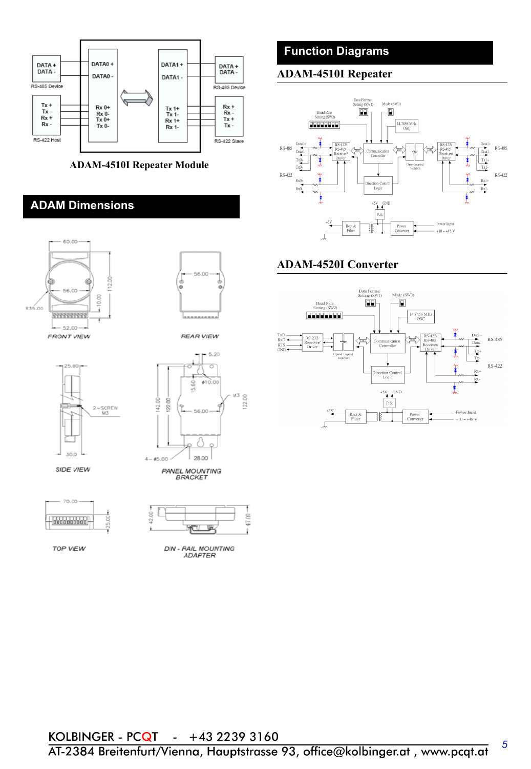DATA +
DATA -
RS-485 Device

Tx +
Tx -
Rx +
Rx -
RS-422 Host

DATA0 +
DATA0 -

Rx 0+
Rx 0-
Tx 0+
Tx 0-

DATA1 +
DATA1 -

Tx 1+
Tx 1-
Rx 1+
Rx 1-

DATA +
DATA -
RS-485 Device

Rx +
Rx -
Tx +
Tx -
RS-422 Slave

**ADAM-4510I Repeater Module**

## ADAM Dimensions

60.00
56.00
R35.00
10.00
112.00
52.00
FRONT VIEW

56.00
REAR VIEW

25.00
2-SCREW M3
30.0
SIDE VIEW

5.20
15.60
ϕ10.00
56.00
M3
142.00
122.00
122.00
4 - ϕ5.00
28.00
PANEL MOUNTING BRACKET

70.00
25.00
TOP VIEW

42.00
47.00
DIN - RAIL MOUNTING ADAPTER

## Function Diagrams

### ADAM-4510I Repeater

Data Format Setting (SW1)
Mode (SW3)
Baud Rate Setting (SW2)
14.7456 MHz OSC
RS-485
Data0+
Data0-
Tx0+
Tx0-
RS-422
Rx0+
Rx0-
RS-422/ RS-485 Receiver/ Driver
Communication Controller
Opto-Coupled Isolation
Direction Control Logic
RS-422/ RS-485 Receiver/ Driver
Data1+
Data1-
Tx1+
Tx1-
Rx1+
Rx1-
RS-485
RS-422
+5V
GND
P.S.
+5V
Rect & Filter
Power Converter
Power Input
+10 ~ +48 V

### ADAM-4520I Converter

Data Format Setting (SW1)
Mode (SW3)
Baud Rate Setting (SW2)
14.7456 MHz OSC
TxD
RxD
RTS
GND
RS-232 Receiver/ Driver
Opto-Coupled Isolation
Communication Controller
RS-422/ RS-485 Receiver/ Driver
Data+
Data-
Tx+
Tx-
Rx+
Rx-
RS-485
RS-422
Direction Control Logic
+5V
GND
P.S.
+5V
Rect & Filter
Power Converter
Power Input
+10 ~ +48 V

KOLBINGER - PCQT - +43 2239 3160
AT-2384 Breitenfurt/Vienna, Hauptstrasse 93, office@kolbinger.at , www.pcqt.at